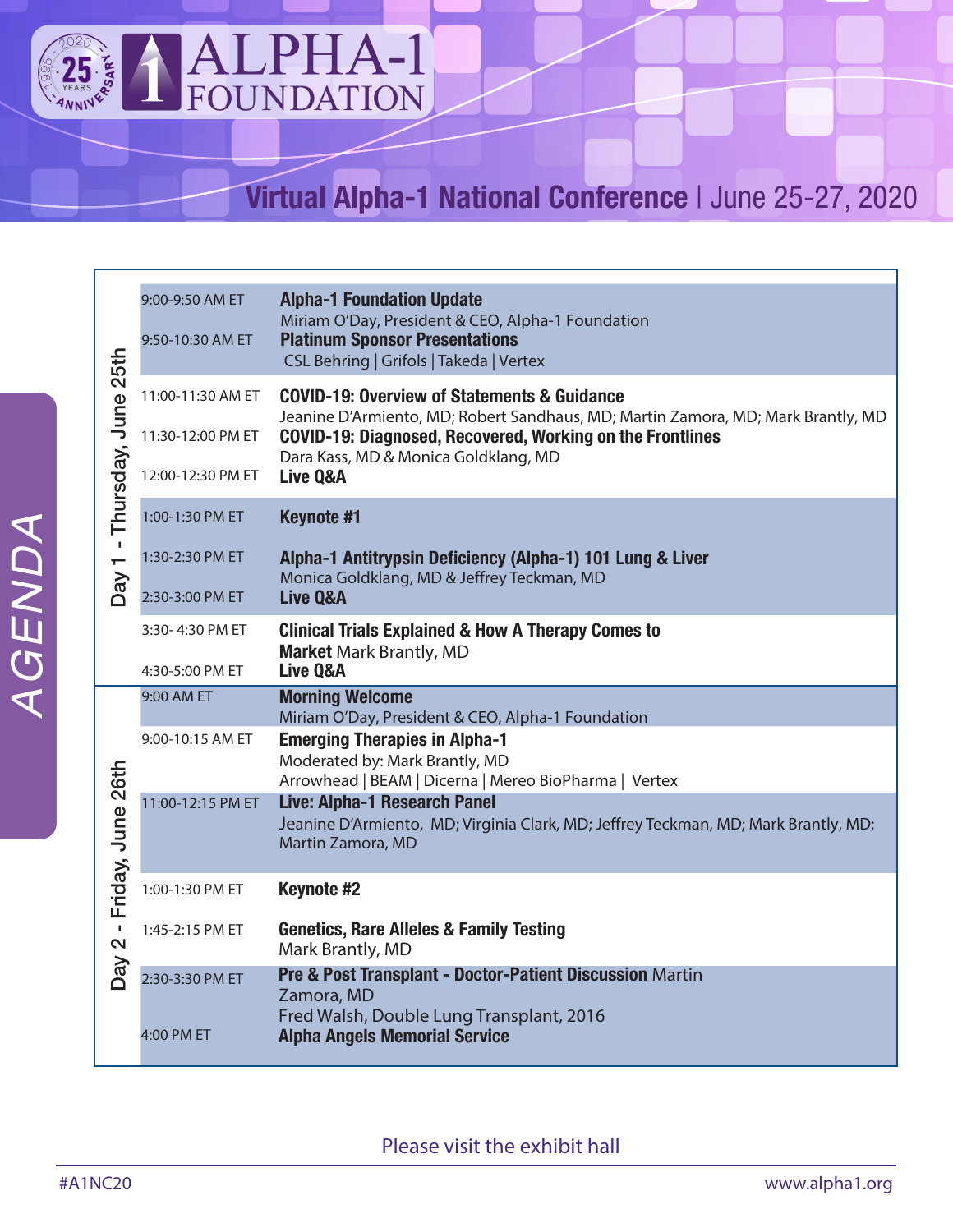# ALPHA-1 FOUNDATION

## Virtual Alpha-1 National Conference | June 25-27, 2020

## AGENDA

| Day | Time | Session |
|---|---|---|
| Day 1 - Thursday, June 25th | 9:00-9:50 AM ET | **Alpha-1 Foundation Update**<br>Miriam O'Day, President & CEO, Alpha-1 Foundation |
| | 9:50-10:30 AM ET | **Platinum Sponsor Presentations**<br>CSL Behring \| Grifols \| Takeda \| Vertex |
| | 11:00-11:30 AM ET | **COVID-19: Overview of Statements & Guidance**<br>Jeanine D'Armiento, MD; Robert Sandhaus, MD; Martin Zamora, MD; Mark Brantly, MD |
| | 11:30-12:00 PM ET | **COVID-19: Diagnosed, Recovered, Working on the Frontlines**<br>Dara Kass, MD & Monica Goldklang, MD |
| | 12:00-12:30 PM ET | **Live Q&A** |
| | 1:00-1:30 PM ET | **Keynote #1** |
| | 1:30-2:30 PM ET | **Alpha-1 Antitrypsin Deficiency (Alpha-1) 101 Lung & Liver**<br>Monica Goldklang, MD & Jeffrey Teckman, MD |
| | 2:30-3:00 PM ET | **Live Q&A** |
| | 3:30- 4:30 PM ET | **Clinical Trials Explained & How A Therapy Comes to Market** Mark Brantly, MD |
| | 4:30-5:00 PM ET | **Live Q&A** |
| Day 2 - Friday, June 26th | 9:00 AM ET | **Morning Welcome**<br>Miriam O'Day, President & CEO, Alpha-1 Foundation |
| | 9:00-10:15 AM ET | **Emerging Therapies in Alpha-1**<br>Moderated by: Mark Brantly, MD<br>Arrowhead \| BEAM \| Dicerna \| Mereo BioPharma \| Vertex |
| | 11:00-12:15 PM ET | **Live: Alpha-1 Research Panel**<br>Jeanine D'Armiento, MD; Virginia Clark, MD; Jeffrey Teckman, MD; Mark Brantly, MD; Martin Zamora, MD |
| | 1:00-1:30 PM ET | **Keynote #2** |
| | 1:45-2:15 PM ET | **Genetics, Rare Alleles & Family Testing**<br>Mark Brantly, MD |
| | 2:30-3:30 PM ET | **Pre & Post Transplant - Doctor-Patient Discussion** Martin Zamora, MD<br>Fred Walsh, Double Lung Transplant, 2016 |
| | 4:00 PM ET | **Alpha Angels Memorial Service** |

Please visit the exhibit hall

#A1NC20 www.alpha1.org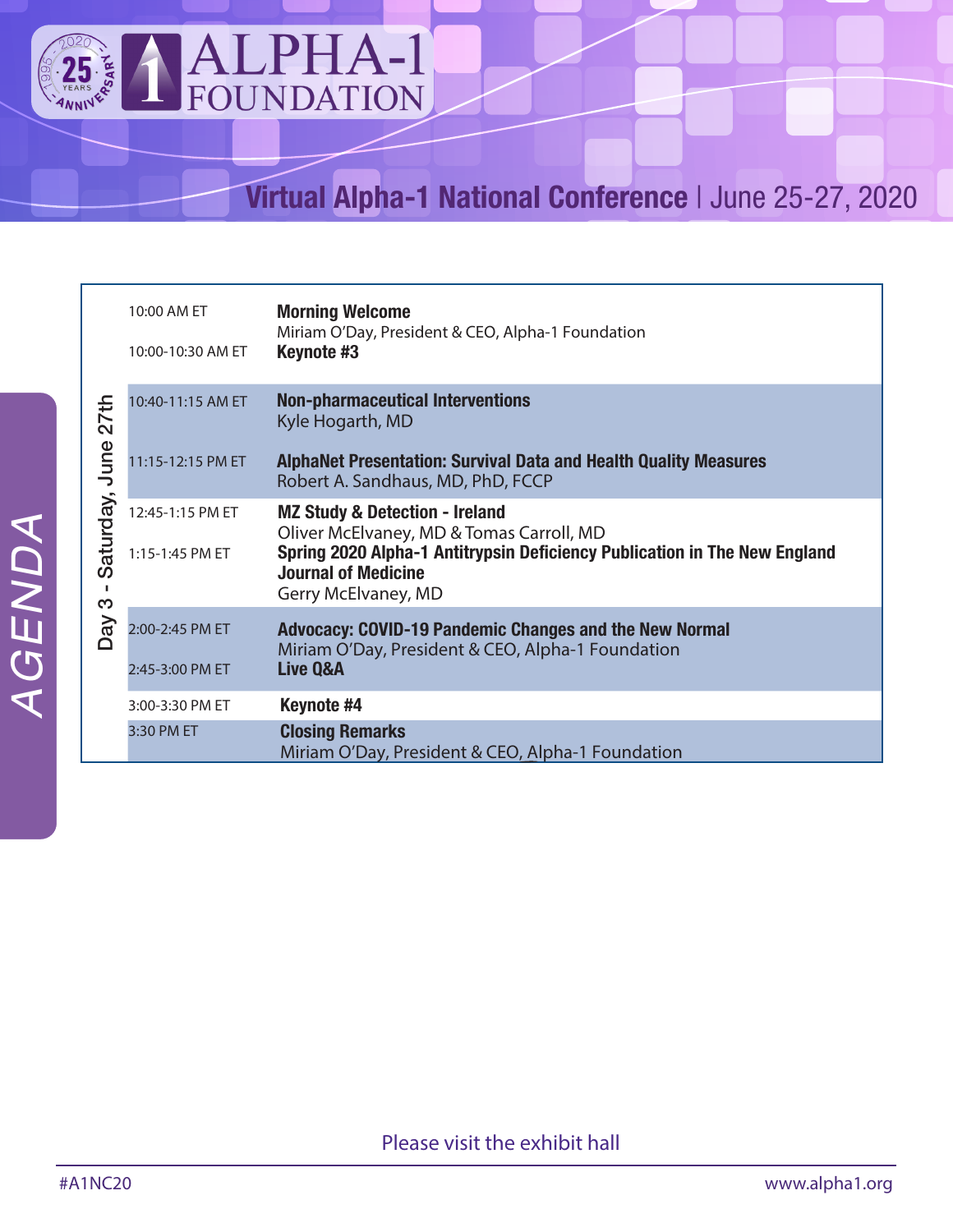# Virtual Alpha-1 National Conference | June 25-27, 2020

## AGENDA

### Day 3 - Saturday, June 27th

| | |
|---|---|
| 10:00 AM ET | **Morning Welcome**<br>Miriam O'Day, President & CEO, Alpha-1 Foundation |
| 10:00-10:30 AM ET | **Keynote #3** |
| 10:40-11:15 AM ET | **Non-pharmaceutical Interventions**<br>Kyle Hogarth, MD |
| 11:15-12:15 PM ET | **AlphaNet Presentation: Survival Data and Health Quality Measures**<br>Robert A. Sandhaus, MD, PhD, FCCP |
| 12:45-1:15 PM ET | **MZ Study & Detection - Ireland**<br>Oliver McElvaney, MD & Tomas Carroll, MD |
| 1:15-1:45 PM ET | **Spring 2020 Alpha-1 Antitrypsin Deficiency Publication in The New England Journal of Medicine**<br>Gerry McElvaney, MD |
| 2:00-2:45 PM ET | **Advocacy: COVID-19 Pandemic Changes and the New Normal**<br>Miriam O'Day, President & CEO, Alpha-1 Foundation |
| 2:45-3:00 PM ET | **Live Q&A** |
| 3:00-3:30 PM ET | **Keynote #4** |
| 3:30 PM ET | **Closing Remarks**<br>Miriam O'Day, President & CEO, Alpha-1 Foundation |

Please visit the exhibit hall

#A1NC20

www.alpha1.org